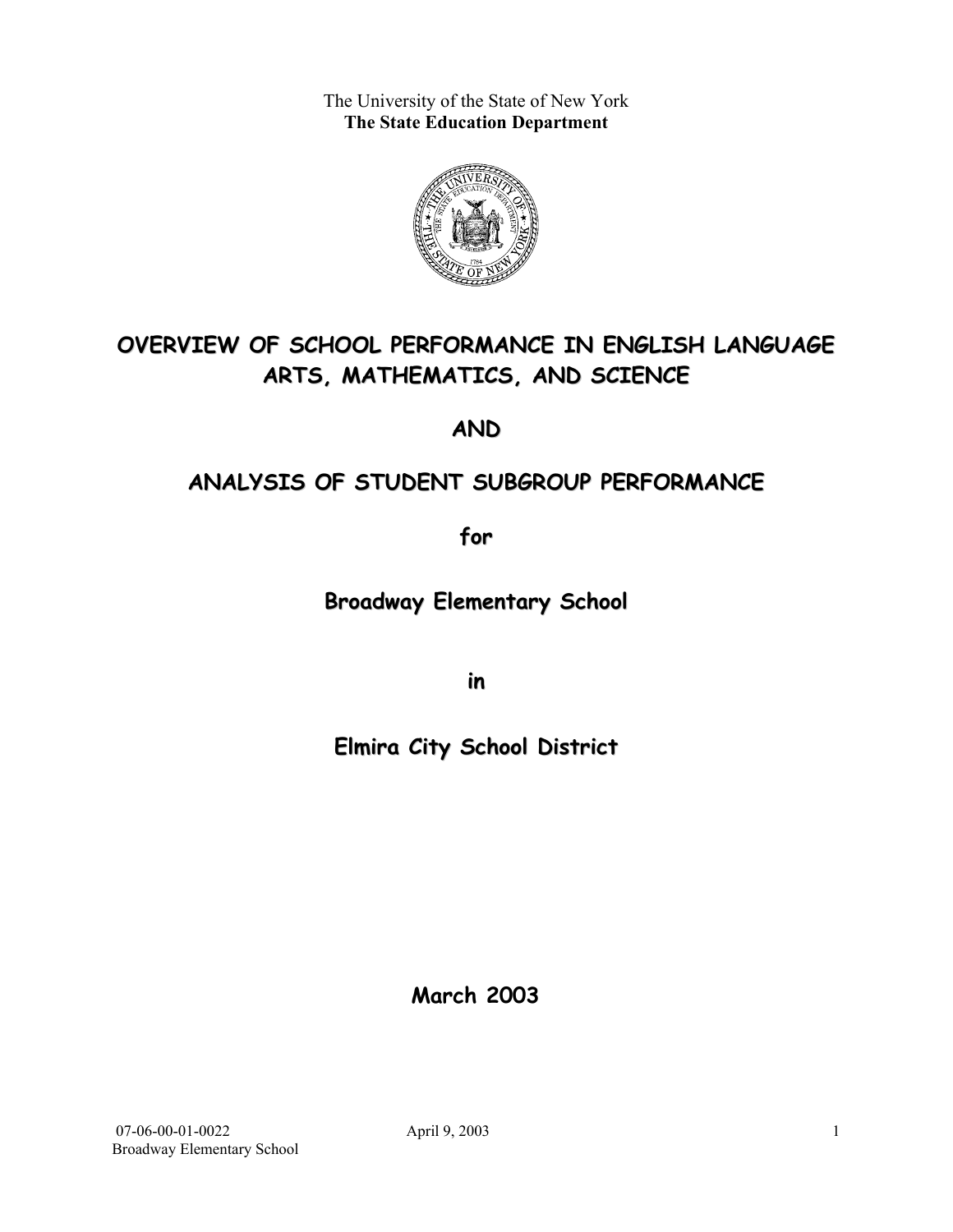The University of the State of New York

**The State Education Department**

# OVERVIEW OF SCHOOL PERFORMANCE IN ENGLISH LANGUAGE ARTS, MATHEMATICS, AND SCIENCE

## AND

## ANALYSIS OF STUDENT SUBGROUP PERFORMANCE

## for

## Broadway Elementary School

## in

## Elmira City School District

## March 2003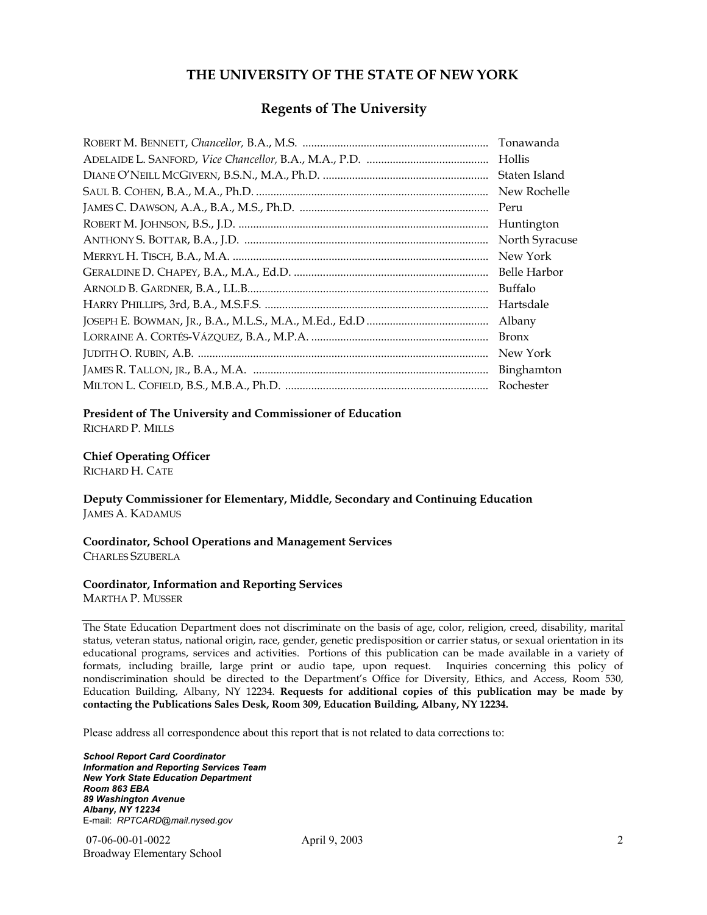## THE UNIVERSITY OF THE STATE OF NEW YORK

### Regents of The University

| | |
|---|---|
| ROBERT M. BENNETT, *Chancellor,* B.A., M.S. | Tonawanda |
| ADELAIDE L. SANFORD, *Vice Chancellor,* B.A., M.A., P.D. | Hollis |
| DIANE O'NEILL MCGIVERN, B.S.N., M.A., Ph.D. | Staten Island |
| SAUL B. COHEN, B.A., M.A., Ph.D. | New Rochelle |
| JAMES C. DAWSON, A.A., B.A., M.S., Ph.D. | Peru |
| ROBERT M. JOHNSON, B.S., J.D. | Huntington |
| ANTHONY S. BOTTAR, B.A., J.D. | North Syracuse |
| MERRYL H. TISCH, B.A., M.A. | New York |
| GERALDINE D. CHAPEY, B.A., M.A., Ed.D. | Belle Harbor |
| ARNOLD B. GARDNER, B.A., LL.B. | Buffalo |
| HARRY PHILLIPS, 3rd, B.A., M.S.F.S. | Hartsdale |
| JOSEPH E. BOWMAN, JR., B.A., M.L.S., M.A., M.Ed., Ed.D | Albany |
| LORRAINE A. CORTÉS-VÁZQUEZ, B.A., M.P.A. | Bronx |
| JUDITH O. RUBIN, A.B. | New York |
| JAMES R. TALLON, JR., B.A., M.A. | Binghamton |
| MILTON L. COFIELD, B.S., M.B.A., Ph.D. | Rochester |

**President of The University and Commissioner of Education**
RICHARD P. MILLS

**Chief Operating Officer**
RICHARD H. CATE

**Deputy Commissioner for Elementary, Middle, Secondary and Continuing Education**
JAMES A. KADAMUS

**Coordinator, School Operations and Management Services**
CHARLES SZUBERLA

**Coordinator, Information and Reporting Services**
MARTHA P. MUSSER

---

The State Education Department does not discriminate on the basis of age, color, religion, creed, disability, marital status, veteran status, national origin, race, gender, genetic predisposition or carrier status, or sexual orientation in its educational programs, services and activities. Portions of this publication can be made available in a variety of formats, including braille, large print or audio tape, upon request. Inquiries concerning this policy of nondiscrimination should be directed to the Department's Office for Diversity, Ethics, and Access, Room 530, Education Building, Albany, NY 12234. **Requests for additional copies of this publication may be made by contacting the Publications Sales Desk, Room 309, Education Building, Albany, NY 12234.**

Please address all correspondence about this report that is not related to data corrections to:

***School Report Card Coordinator***
***Information and Reporting Services Team***
***New York State Education Department***
***Room 863 EBA***
***89 Washington Avenue***
***Albany, NY 12234***
E-mail: *RPTCARD@mail.nysed.gov*

07-06-00-01-0022 April 9, 2003
Broadway Elementary School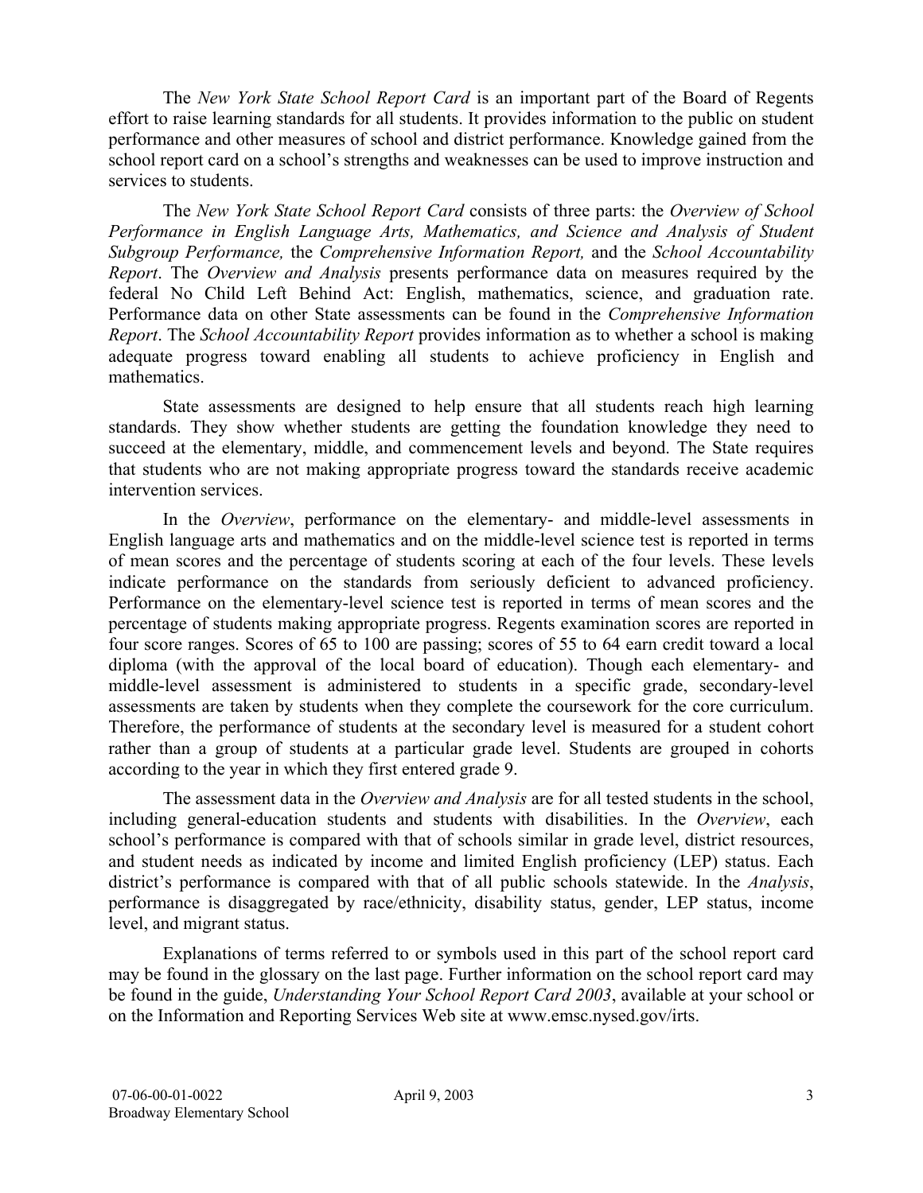The *New York State School Report Card* is an important part of the Board of Regents effort to raise learning standards for all students. It provides information to the public on student performance and other measures of school and district performance. Knowledge gained from the school report card on a school's strengths and weaknesses can be used to improve instruction and services to students.

The *New York State School Report Card* consists of three parts: the *Overview of School Performance in English Language Arts, Mathematics, and Science and Analysis of Student Subgroup Performance,* the *Comprehensive Information Report,* and the *School Accountability Report*. The *Overview and Analysis* presents performance data on measures required by the federal No Child Left Behind Act: English, mathematics, science, and graduation rate. Performance data on other State assessments can be found in the *Comprehensive Information Report*. The *School Accountability Report* provides information as to whether a school is making adequate progress toward enabling all students to achieve proficiency in English and mathematics.

State assessments are designed to help ensure that all students reach high learning standards. They show whether students are getting the foundation knowledge they need to succeed at the elementary, middle, and commencement levels and beyond. The State requires that students who are not making appropriate progress toward the standards receive academic intervention services.

In the *Overview*, performance on the elementary- and middle-level assessments in English language arts and mathematics and on the middle-level science test is reported in terms of mean scores and the percentage of students scoring at each of the four levels. These levels indicate performance on the standards from seriously deficient to advanced proficiency. Performance on the elementary-level science test is reported in terms of mean scores and the percentage of students making appropriate progress. Regents examination scores are reported in four score ranges. Scores of 65 to 100 are passing; scores of 55 to 64 earn credit toward a local diploma (with the approval of the local board of education). Though each elementary- and middle-level assessment is administered to students in a specific grade, secondary-level assessments are taken by students when they complete the coursework for the core curriculum. Therefore, the performance of students at the secondary level is measured for a student cohort rather than a group of students at a particular grade level. Students are grouped in cohorts according to the year in which they first entered grade 9.

The assessment data in the *Overview and Analysis* are for all tested students in the school, including general-education students and students with disabilities. In the *Overview*, each school's performance is compared with that of schools similar in grade level, district resources, and student needs as indicated by income and limited English proficiency (LEP) status. Each district's performance is compared with that of all public schools statewide. In the *Analysis*, performance is disaggregated by race/ethnicity, disability status, gender, LEP status, income level, and migrant status.

Explanations of terms referred to or symbols used in this part of the school report card may be found in the glossary on the last page. Further information on the school report card may be found in the guide, *Understanding Your School Report Card 2003*, available at your school or on the Information and Reporting Services Web site at www.emsc.nysed.gov/irts.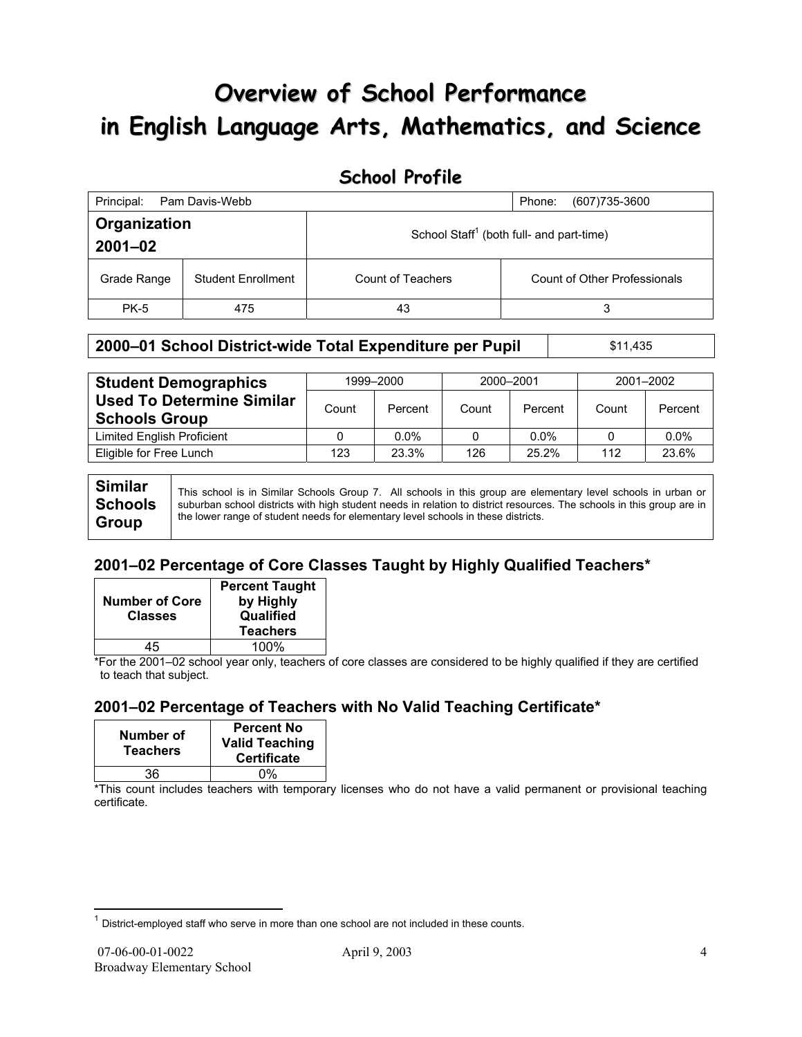# Overview of School Performance in English Language Arts, Mathematics, and Science

## School Profile

| Principal: Pam Davis-Webb | | Phone: (607)735-3600 | |
|---|---|---|---|
| **Organization 2001–02** | | School Staff[1] (both full- and part-time) | |
| Grade Range | Student Enrollment | Count of Teachers | Count of Other Professionals |
| PK-5 | 475 | 43 | 3 |

| **2000–01 School District-wide Total Expenditure per Pupil** | $11,435 |
|---|---|

| **Student Demographics Used To Determine Similar Schools Group** | 1999–2000 | | 2000–2001 | | 2001–2002 | |
|---|---|---|---|---|---|---|
| | Count | Percent | Count | Percent | Count | Percent |
| Limited English Proficient | 0 | 0.0% | 0 | 0.0% | 0 | 0.0% |
| Eligible for Free Lunch | 123 | 23.3% | 126 | 25.2% | 112 | 23.6% |

| **Similar Schools Group** | This school is in Similar Schools Group 7. All schools in this group are elementary level schools in urban or suburban school districts with high student needs in relation to district resources. The schools in this group are in the lower range of student needs for elementary level schools in these districts. |
|---|---|

### 2001–02 Percentage of Core Classes Taught by Highly Qualified Teachers*

| Number of Core Classes | Percent Taught by Highly Qualified Teachers |
|---|---|
| 45 | 100% |

*For the 2001–02 school year only, teachers of core classes are considered to be highly qualified if they are certified to teach that subject.

### 2001–02 Percentage of Teachers with No Valid Teaching Certificate*

| Number of Teachers | Percent No Valid Teaching Certificate |
|---|---|
| 36 | 0% |

*This count includes teachers with temporary licenses who do not have a valid permanent or provisional teaching certificate.

[1] District-employed staff who serve in more than one school are not included in these counts.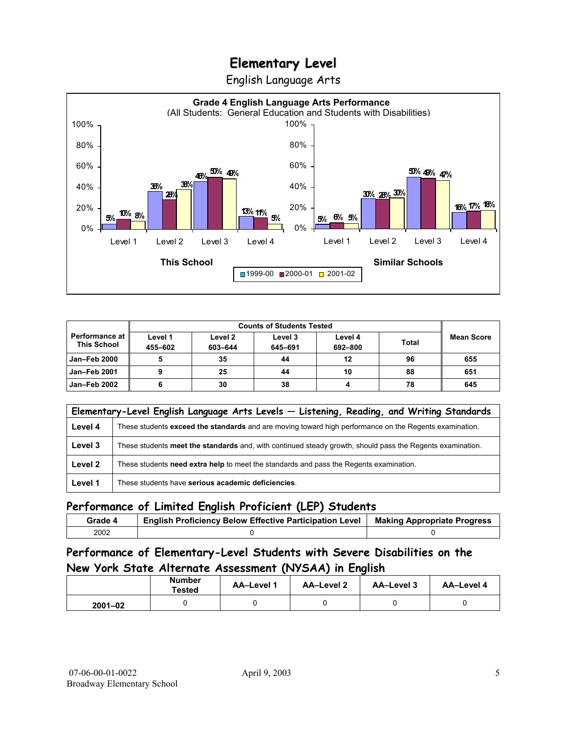# Elementary Level

English Language Arts

**Grade 4 English Language Arts Performance**
(All Students: General Education and Students with Disabilities)

| | Level 1 | Level 2 | Level 3 | Level 4 |
|---|---|---|---|---|
| **This School** 1999-00 | 5% | 36% | 46% | 13% |
| **This School** 2000-01 | 10% | 28% | 50% | 11% |
| **This School** 2001-02 | 8% | 38% | 49% | 5% |
| **Similar Schools** 1999-00 | 5% | 30% | 50% | 16% |
| **Similar Schools** 2000-01 | 6% | 28% | 49% | 17% |
| **Similar Schools** 2001-02 | 5% | 30% | 47% | 18% |

| Performance at This School | Counts of Students Tested | | | | | Mean Score |
|---|---|---|---|---|---|---|
| | Level 1 455–602 | Level 2 603–644 | Level 3 645–691 | Level 4 692–800 | Total | |
| Jan–Feb 2000 | 5 | 35 | 44 | 12 | 96 | 655 |
| Jan–Feb 2001 | 9 | 25 | 44 | 10 | 88 | 651 |
| Jan–Feb 2002 | 6 | 30 | 38 | 4 | 78 | 645 |

| Elementary-Level English Language Arts Levels — Listening, Reading, and Writing Standards | |
|---|---|
| **Level 4** | These students **exceed the standards** and are moving toward high performance on the Regents examination. |
| **Level 3** | These students **meet the standards** and, with continued steady growth, should pass the Regents examination. |
| **Level 2** | These students **need extra help** to meet the standards and pass the Regents examination. |
| **Level 1** | These students have **serious academic deficiencies**. |

## Performance of Limited English Proficient (LEP) Students

| Grade 4 | English Proficiency Below Effective Participation Level | Making Appropriate Progress |
|---|---|---|
| 2002 | 0 | 0 |

## Performance of Elementary-Level Students with Severe Disabilities on the New York State Alternate Assessment (NYSAA) in English

| | Number Tested | AA–Level 1 | AA–Level 2 | AA–Level 3 | AA–Level 4 |
|---|---|---|---|---|---|
| 2001–02 | 0 | 0 | 0 | 0 | 0 |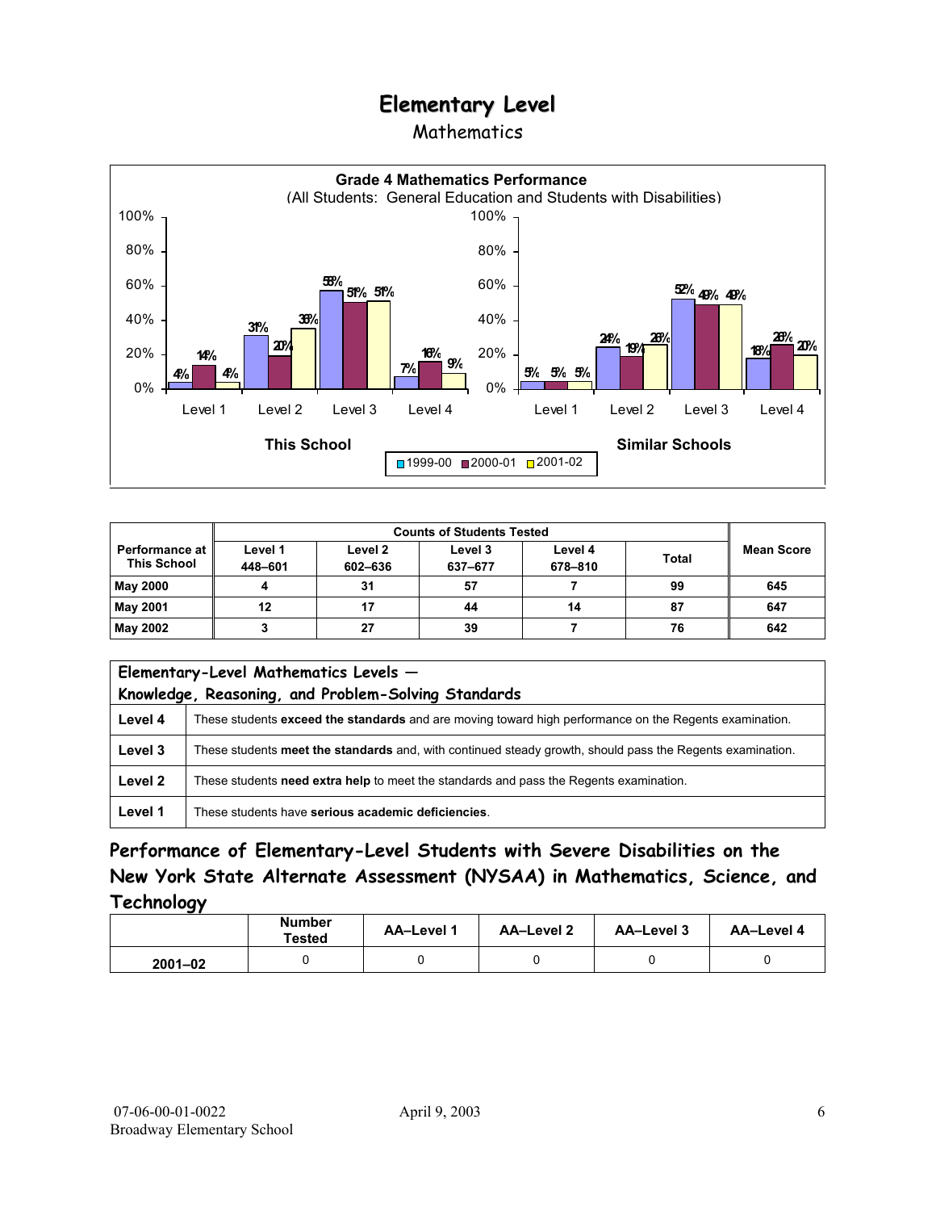# Elementary Level

Mathematics

**Grade 4 Mathematics Performance**
(All Students: General Education and Students with Disabilities)

| | This School 1999-00 | This School 2000-01 | This School 2001-02 | Similar Schools 1999-00 | Similar Schools 2000-01 | Similar Schools 2001-02 |
|---|---|---|---|---|---|---|
| Level 1 | 4% | 14% | 4% | 5% | 5% | 5% |
| Level 2 | 31% | 20% | 36% | 24% | 19% | 26% |
| Level 3 | 58% | 51% | 51% | 52% | 49% | 49% |
| Level 4 | 7% | 16% | 9% | 18% | 26% | 20% |

| Performance at This School | Counts of Students Tested | | | | | Mean Score |
|---|---|---|---|---|---|---|
| | Level 1 448–601 | Level 2 602–636 | Level 3 637–677 | Level 4 678–810 | Total | |
| May 2000 | 4 | 31 | 57 | 7 | 99 | 645 |
| May 2001 | 12 | 17 | 44 | 14 | 87 | 647 |
| May 2002 | 3 | 27 | 39 | 7 | 76 | 642 |

| Elementary-Level Mathematics Levels — Knowledge, Reasoning, and Problem-Solving Standards | |
|---|---|
| Level 4 | These students **exceed the standards** and are moving toward high performance on the Regents examination. |
| Level 3 | These students **meet the standards** and, with continued steady growth, should pass the Regents examination. |
| Level 2 | These students **need extra help** to meet the standards and pass the Regents examination. |
| Level 1 | These students have **serious academic deficiencies**. |

## Performance of Elementary-Level Students with Severe Disabilities on the New York State Alternate Assessment (NYSAA) in Mathematics, Science, and Technology

| | Number Tested | AA–Level 1 | AA–Level 2 | AA–Level 3 | AA–Level 4 |
|---|---|---|---|---|---|
| 2001–02 | 0 | 0 | 0 | 0 | 0 |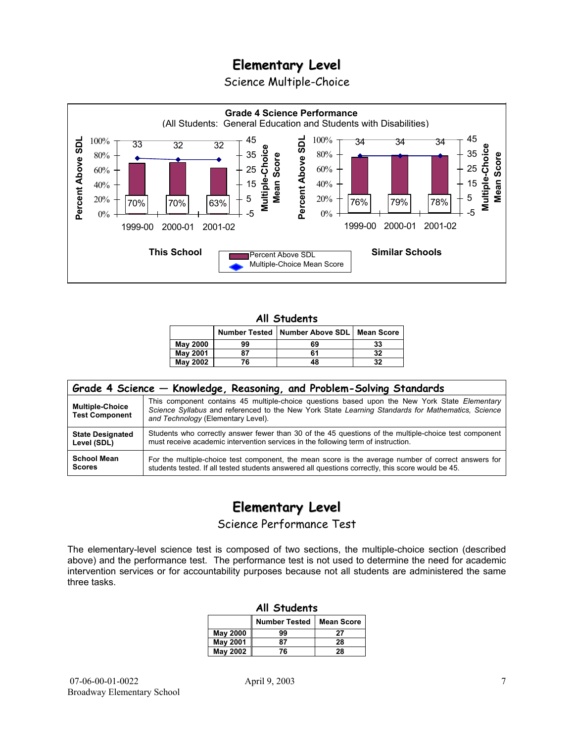# Elementary Level

## Science Multiple-Choice

**Grade 4 Science Performance**
(All Students: General Education and Students with Disabilities)

**This School**

| | 1999-00 | 2000-01 | 2001-02 |
|---|---|---|---|
| Percent Above SDL | 70% | 70% | 63% |
| Multiple-Choice Mean Score | 33 | 32 | 32 |

**Similar Schools**

| | 1999-00 | 2000-01 | 2001-02 |
|---|---|---|---|
| Percent Above SDL | 76% | 79% | 78% |
| Multiple-Choice Mean Score | 34 | 34 | 34 |

### All Students

| | Number Tested | Number Above SDL | Mean Score |
|---|---|---|---|
| **May 2000** | 99 | 69 | 33 |
| **May 2001** | 87 | 61 | 32 |
| **May 2002** | 76 | 48 | 32 |

### Grade 4 Science — Knowledge, Reasoning, and Problem-Solving Standards

| | |
|---|---|
| **Multiple-Choice Test Component** | This component contains 45 multiple-choice questions based upon the New York State *Elementary Science Syllabus* and referenced to the New York State *Learning Standards for Mathematics, Science and Technology* (Elementary Level). |
| **State Designated Level (SDL)** | Students who correctly answer fewer than 30 of the 45 questions of the multiple-choice test component must receive academic intervention services in the following term of instruction. |
| **School Mean Scores** | For the multiple-choice test component, the mean score is the average number of correct answers for students tested. If all tested students answered all questions correctly, this score would be 45. |

# Elementary Level

## Science Performance Test

The elementary-level science test is composed of two sections, the multiple-choice section (described above) and the performance test. The performance test is not used to determine the need for academic intervention services or for accountability purposes because not all students are administered the same three tasks.

### All Students

| | Number Tested | Mean Score |
|---|---|---|
| **May 2000** | 99 | 27 |
| **May 2001** | 87 | 28 |
| **May 2002** | 76 | 28 |

07-06-00-01-0022 April 9, 2003
Broadway Elementary School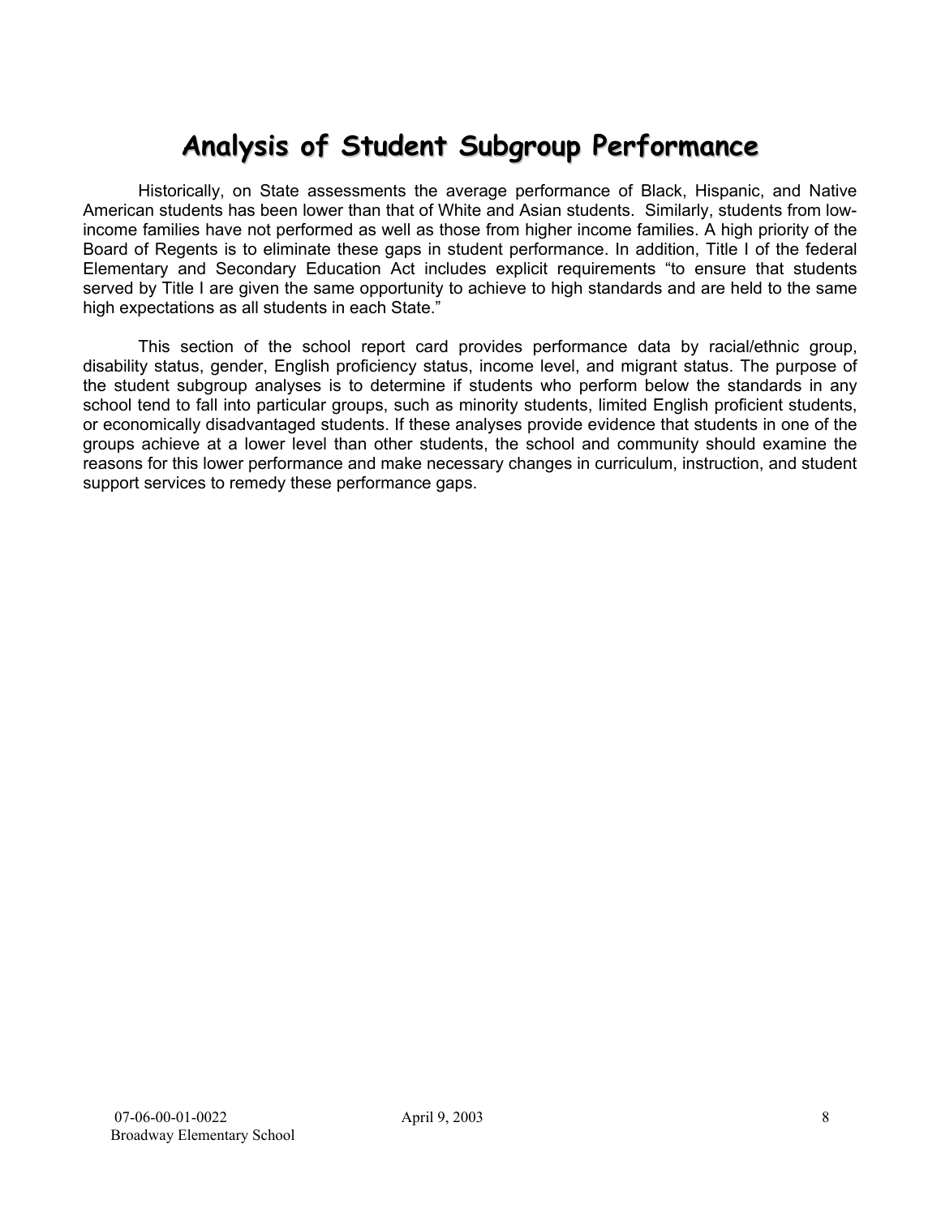# Analysis of Student Subgroup Performance

Historically, on State assessments the average performance of Black, Hispanic, and Native American students has been lower than that of White and Asian students. Similarly, students from low-income families have not performed as well as those from higher income families. A high priority of the Board of Regents is to eliminate these gaps in student performance. In addition, Title I of the federal Elementary and Secondary Education Act includes explicit requirements "to ensure that students served by Title I are given the same opportunity to achieve to high standards and are held to the same high expectations as all students in each State."

This section of the school report card provides performance data by racial/ethnic group, disability status, gender, English proficiency status, income level, and migrant status. The purpose of the student subgroup analyses is to determine if students who perform below the standards in any school tend to fall into particular groups, such as minority students, limited English proficient students, or economically disadvantaged students. If these analyses provide evidence that students in one of the groups achieve at a lower level than other students, the school and community should examine the reasons for this lower performance and make necessary changes in curriculum, instruction, and student support services to remedy these performance gaps.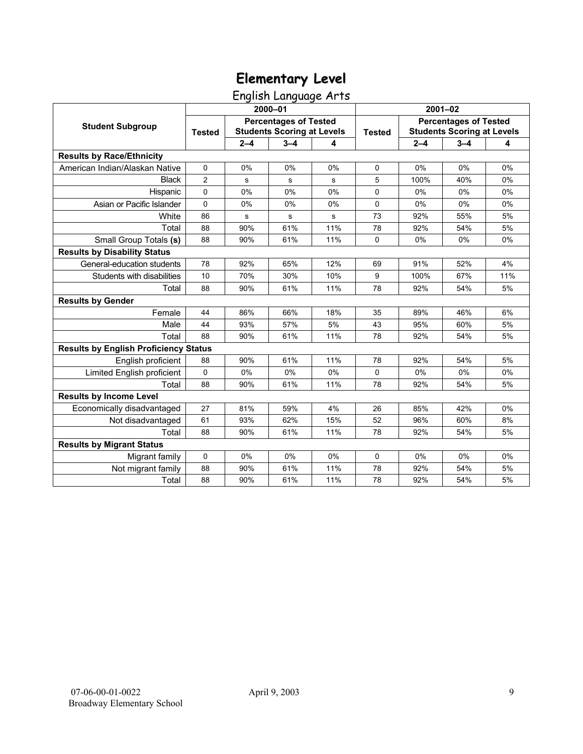# Elementary Level

## English Language Arts

| Student Subgroup | 2000–01 | | | | 2001–02 | | | |
|---|---|---|---|---|---|---|---|---|
| | Tested | Percentages of Tested Students Scoring at Levels | | | Tested | Percentages of Tested Students Scoring at Levels | | |
| | | 2–4 | 3–4 | 4 | | 2–4 | 3–4 | 4 |
| **Results by Race/Ethnicity** | | | | | | | | |
| American Indian/Alaskan Native | 0 | 0% | 0% | 0% | 0 | 0% | 0% | 0% |
| Black | 2 | s | s | s | 5 | 100% | 40% | 0% |
| Hispanic | 0 | 0% | 0% | 0% | 0 | 0% | 0% | 0% |
| Asian or Pacific Islander | 0 | 0% | 0% | 0% | 0 | 0% | 0% | 0% |
| White | 86 | s | s | s | 73 | 92% | 55% | 5% |
| Total | 88 | 90% | 61% | 11% | 78 | 92% | 54% | 5% |
| Small Group Totals **(s)** | 88 | 90% | 61% | 11% | 0 | 0% | 0% | 0% |
| **Results by Disability Status** | | | | | | | | |
| General-education students | 78 | 92% | 65% | 12% | 69 | 91% | 52% | 4% |
| Students with disabilities | 10 | 70% | 30% | 10% | 9 | 100% | 67% | 11% |
| Total | 88 | 90% | 61% | 11% | 78 | 92% | 54% | 5% |
| **Results by Gender** | | | | | | | | |
| Female | 44 | 86% | 66% | 18% | 35 | 89% | 46% | 6% |
| Male | 44 | 93% | 57% | 5% | 43 | 95% | 60% | 5% |
| Total | 88 | 90% | 61% | 11% | 78 | 92% | 54% | 5% |
| **Results by English Proficiency Status** | | | | | | | | |
| English proficient | 88 | 90% | 61% | 11% | 78 | 92% | 54% | 5% |
| Limited English proficient | 0 | 0% | 0% | 0% | 0 | 0% | 0% | 0% |
| Total | 88 | 90% | 61% | 11% | 78 | 92% | 54% | 5% |
| **Results by Income Level** | | | | | | | | |
| Economically disadvantaged | 27 | 81% | 59% | 4% | 26 | 85% | 42% | 0% |
| Not disadvantaged | 61 | 93% | 62% | 15% | 52 | 96% | 60% | 8% |
| Total | 88 | 90% | 61% | 11% | 78 | 92% | 54% | 5% |
| **Results by Migrant Status** | | | | | | | | |
| Migrant family | 0 | 0% | 0% | 0% | 0 | 0% | 0% | 0% |
| Not migrant family | 88 | 90% | 61% | 11% | 78 | 92% | 54% | 5% |
| Total | 88 | 90% | 61% | 11% | 78 | 92% | 54% | 5% |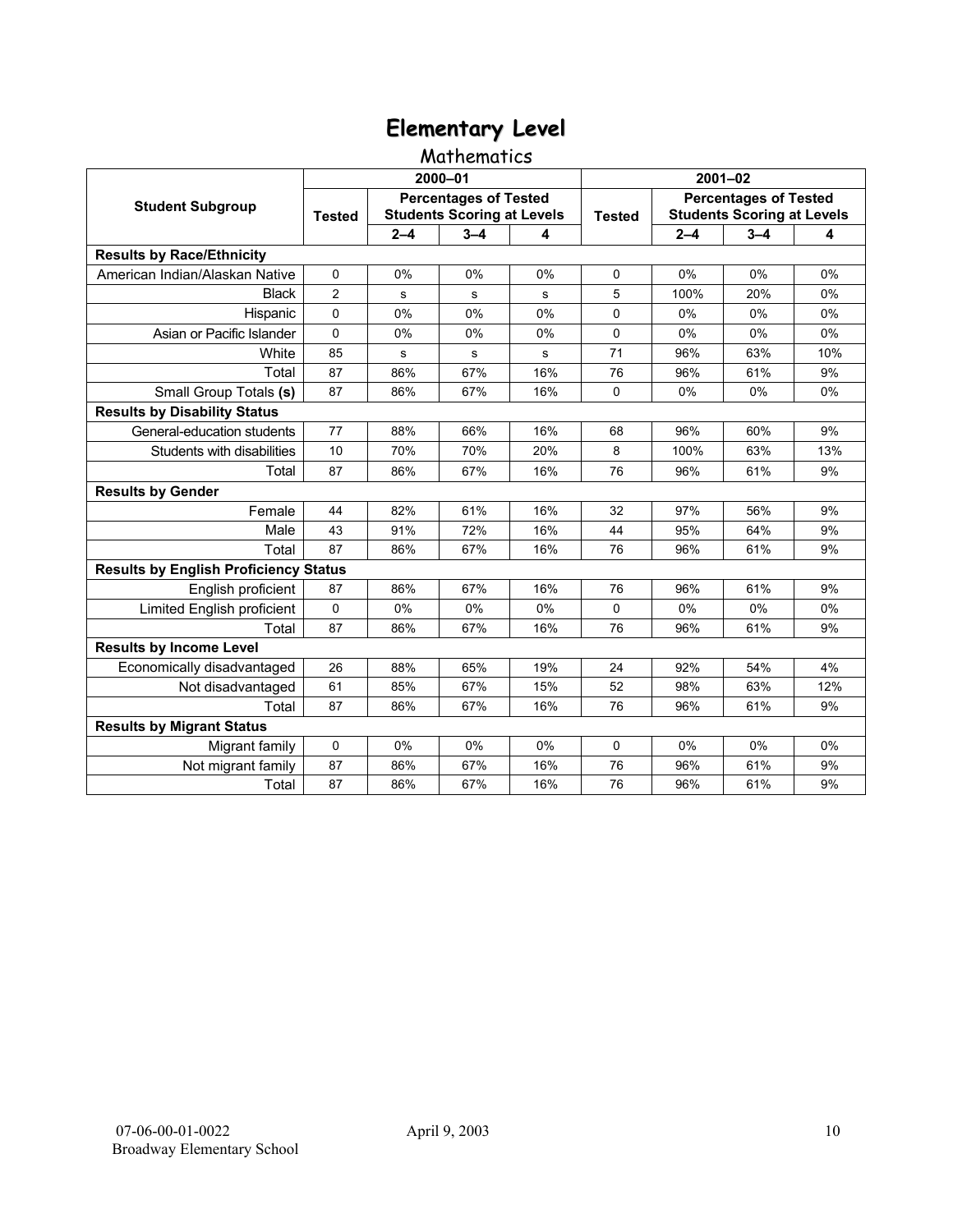# Elementary Level

## Mathematics

| Student Subgroup | 2000–01 | | | | 2001–02 | | | |
|---|---|---|---|---|---|---|---|---|
| | Tested | Percentages of Tested Students Scoring at Levels | | | Tested | Percentages of Tested Students Scoring at Levels | | |
| | | 2–4 | 3–4 | 4 | | 2–4 | 3–4 | 4 |
| **Results by Race/Ethnicity** | | | | | | | | |
| American Indian/Alaskan Native | 0 | 0% | 0% | 0% | 0 | 0% | 0% | 0% |
| Black | 2 | s | s | s | 5 | 100% | 20% | 0% |
| Hispanic | 0 | 0% | 0% | 0% | 0 | 0% | 0% | 0% |
| Asian or Pacific Islander | 0 | 0% | 0% | 0% | 0 | 0% | 0% | 0% |
| White | 85 | s | s | s | 71 | 96% | 63% | 10% |
| Total | 87 | 86% | 67% | 16% | 76 | 96% | 61% | 9% |
| Small Group Totals **(s)** | 87 | 86% | 67% | 16% | 0 | 0% | 0% | 0% |
| **Results by Disability Status** | | | | | | | | |
| General-education students | 77 | 88% | 66% | 16% | 68 | 96% | 60% | 9% |
| Students with disabilities | 10 | 70% | 70% | 20% | 8 | 100% | 63% | 13% |
| Total | 87 | 86% | 67% | 16% | 76 | 96% | 61% | 9% |
| **Results by Gender** | | | | | | | | |
| Female | 44 | 82% | 61% | 16% | 32 | 97% | 56% | 9% |
| Male | 43 | 91% | 72% | 16% | 44 | 95% | 64% | 9% |
| Total | 87 | 86% | 67% | 16% | 76 | 96% | 61% | 9% |
| **Results by English Proficiency Status** | | | | | | | | |
| English proficient | 87 | 86% | 67% | 16% | 76 | 96% | 61% | 9% |
| Limited English proficient | 0 | 0% | 0% | 0% | 0 | 0% | 0% | 0% |
| Total | 87 | 86% | 67% | 16% | 76 | 96% | 61% | 9% |
| **Results by Income Level** | | | | | | | | |
| Economically disadvantaged | 26 | 88% | 65% | 19% | 24 | 92% | 54% | 4% |
| Not disadvantaged | 61 | 85% | 67% | 15% | 52 | 98% | 63% | 12% |
| Total | 87 | 86% | 67% | 16% | 76 | 96% | 61% | 9% |
| **Results by Migrant Status** | | | | | | | | |
| Migrant family | 0 | 0% | 0% | 0% | 0 | 0% | 0% | 0% |
| Not migrant family | 87 | 86% | 67% | 16% | 76 | 96% | 61% | 9% |
| Total | 87 | 86% | 67% | 16% | 76 | 96% | 61% | 9% |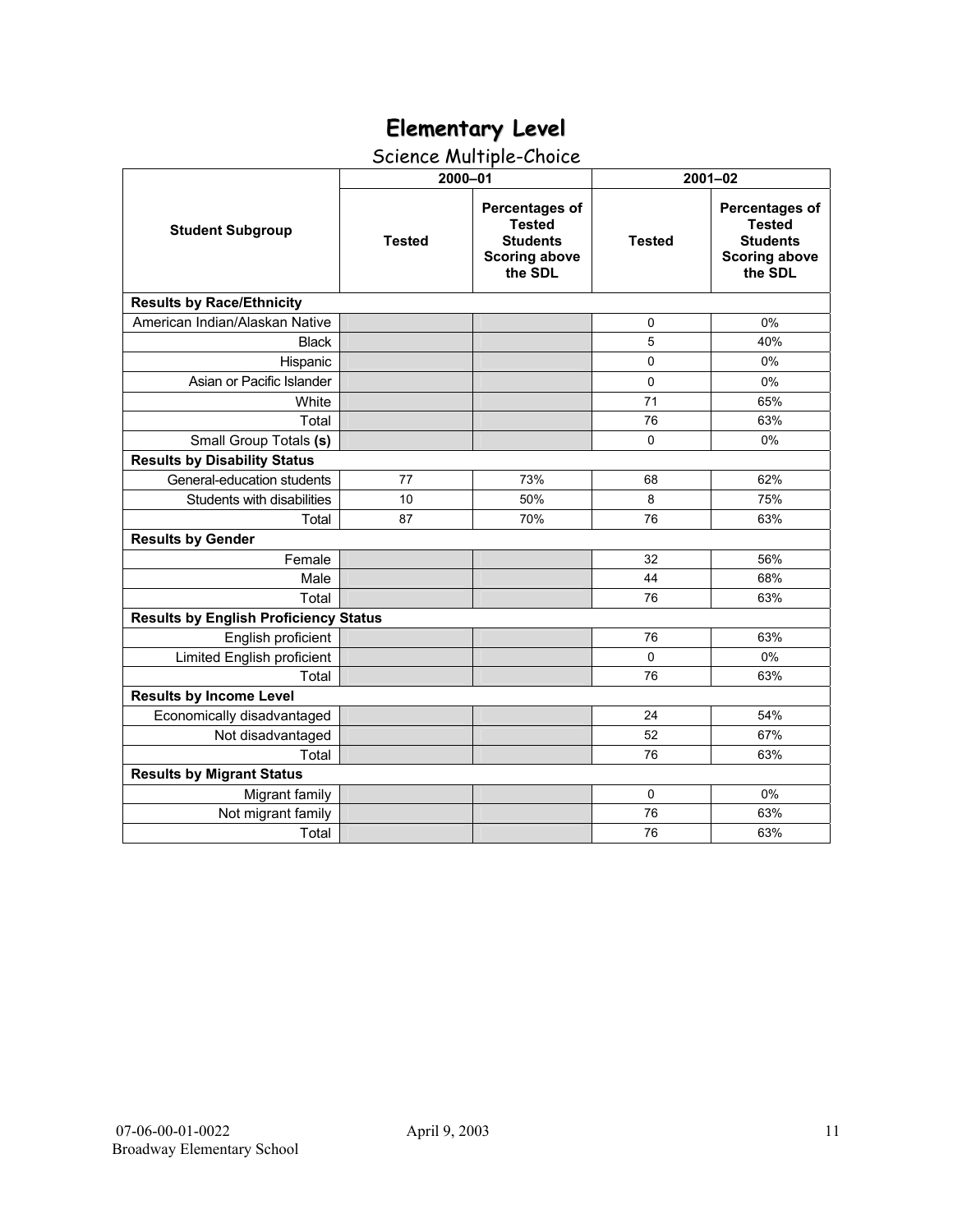# Elementary Level

## Science Multiple-Choice

| Student Subgroup | 2000–01 | | 2001–02 | |
|---|---|---|---|---|
| | Tested | Percentages of Tested Students Scoring above the SDL | Tested | Percentages of Tested Students Scoring above the SDL |
| **Results by Race/Ethnicity** | | | | |
| American Indian/Alaskan Native | | | 0 | 0% |
| Black | | | 5 | 40% |
| Hispanic | | | 0 | 0% |
| Asian or Pacific Islander | | | 0 | 0% |
| White | | | 71 | 65% |
| Total | | | 76 | 63% |
| Small Group Totals **(s)** | | | 0 | 0% |
| **Results by Disability Status** | | | | |
| General-education students | 77 | 73% | 68 | 62% |
| Students with disabilities | 10 | 50% | 8 | 75% |
| Total | 87 | 70% | 76 | 63% |
| **Results by Gender** | | | | |
| Female | | | 32 | 56% |
| Male | | | 44 | 68% |
| Total | | | 76 | 63% |
| **Results by English Proficiency Status** | | | | |
| English proficient | | | 76 | 63% |
| Limited English proficient | | | 0 | 0% |
| Total | | | 76 | 63% |
| **Results by Income Level** | | | | |
| Economically disadvantaged | | | 24 | 54% |
| Not disadvantaged | | | 52 | 67% |
| Total | | | 76 | 63% |
| **Results by Migrant Status** | | | | |
| Migrant family | | | 0 | 0% |
| Not migrant family | | | 76 | 63% |
| Total | | | 76 | 63% |

07-06-00-01-0022 April 9, 2003
Broadway Elementary School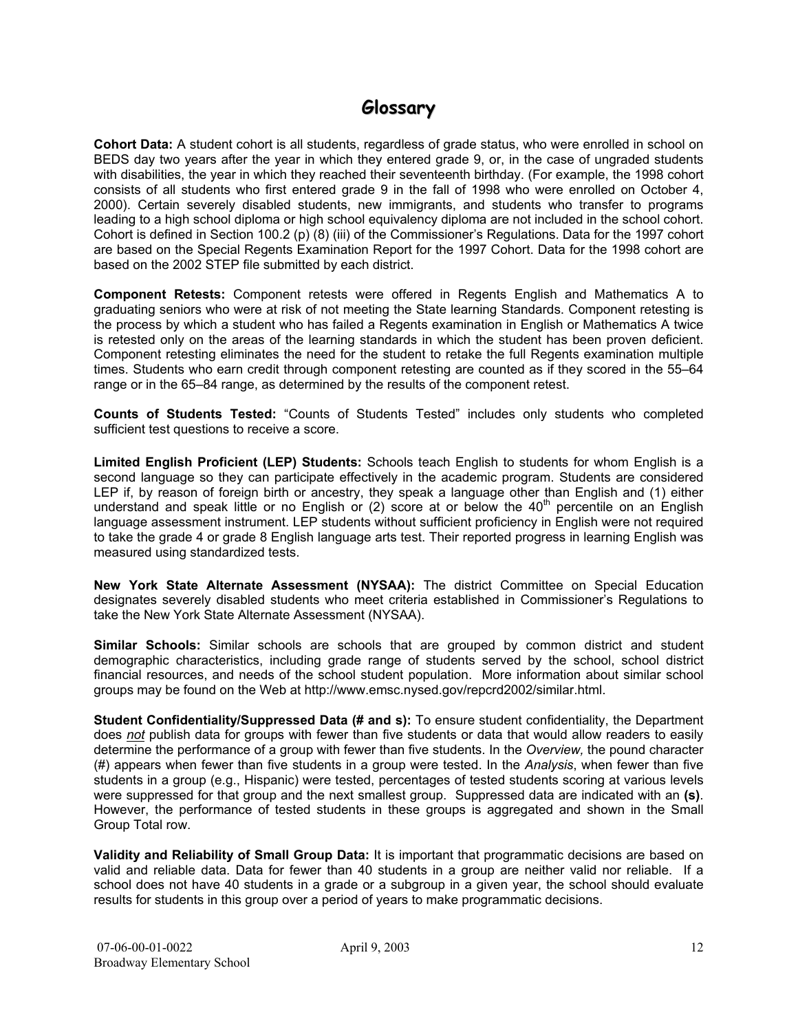# Glossary

**Cohort Data:** A student cohort is all students, regardless of grade status, who were enrolled in school on BEDS day two years after the year in which they entered grade 9, or, in the case of ungraded students with disabilities, the year in which they reached their seventeenth birthday. (For example, the 1998 cohort consists of all students who first entered grade 9 in the fall of 1998 who were enrolled on October 4, 2000). Certain severely disabled students, new immigrants, and students who transfer to programs leading to a high school diploma or high school equivalency diploma are not included in the school cohort. Cohort is defined in Section 100.2 (p) (8) (iii) of the Commissioner's Regulations. Data for the 1997 cohort are based on the Special Regents Examination Report for the 1997 Cohort. Data for the 1998 cohort are based on the 2002 STEP file submitted by each district.

**Component Retests:** Component retests were offered in Regents English and Mathematics A to graduating seniors who were at risk of not meeting the State learning Standards. Component retesting is the process by which a student who has failed a Regents examination in English or Mathematics A twice is retested only on the areas of the learning standards in which the student has been proven deficient. Component retesting eliminates the need for the student to retake the full Regents examination multiple times. Students who earn credit through component retesting are counted as if they scored in the 55–64 range or in the 65–84 range, as determined by the results of the component retest.

**Counts of Students Tested:** "Counts of Students Tested" includes only students who completed sufficient test questions to receive a score.

**Limited English Proficient (LEP) Students:** Schools teach English to students for whom English is a second language so they can participate effectively in the academic program. Students are considered LEP if, by reason of foreign birth or ancestry, they speak a language other than English and (1) either understand and speak little or no English or (2) score at or below the 40th percentile on an English language assessment instrument. LEP students without sufficient proficiency in English were not required to take the grade 4 or grade 8 English language arts test. Their reported progress in learning English was measured using standardized tests.

**New York State Alternate Assessment (NYSAA):** The district Committee on Special Education designates severely disabled students who meet criteria established in Commissioner's Regulations to take the New York State Alternate Assessment (NYSAA).

**Similar Schools:** Similar schools are schools that are grouped by common district and student demographic characteristics, including grade range of students served by the school, school district financial resources, and needs of the school student population. More information about similar school groups may be found on the Web at http://www.emsc.nysed.gov/repcrd2002/similar.html.

**Student Confidentiality/Suppressed Data (# and s):** To ensure student confidentiality, the Department does *not* publish data for groups with fewer than five students or data that would allow readers to easily determine the performance of a group with fewer than five students. In the *Overview,* the pound character (#) appears when fewer than five students in a group were tested. In the *Analysis*, when fewer than five students in a group (e.g., Hispanic) were tested, percentages of tested students scoring at various levels were suppressed for that group and the next smallest group. Suppressed data are indicated with an **(s)**. However, the performance of tested students in these groups is aggregated and shown in the Small Group Total row.

**Validity and Reliability of Small Group Data:** It is important that programmatic decisions are based on valid and reliable data. Data for fewer than 40 students in a group are neither valid nor reliable. If a school does not have 40 students in a grade or a subgroup in a given year, the school should evaluate results for students in this group over a period of years to make programmatic decisions.